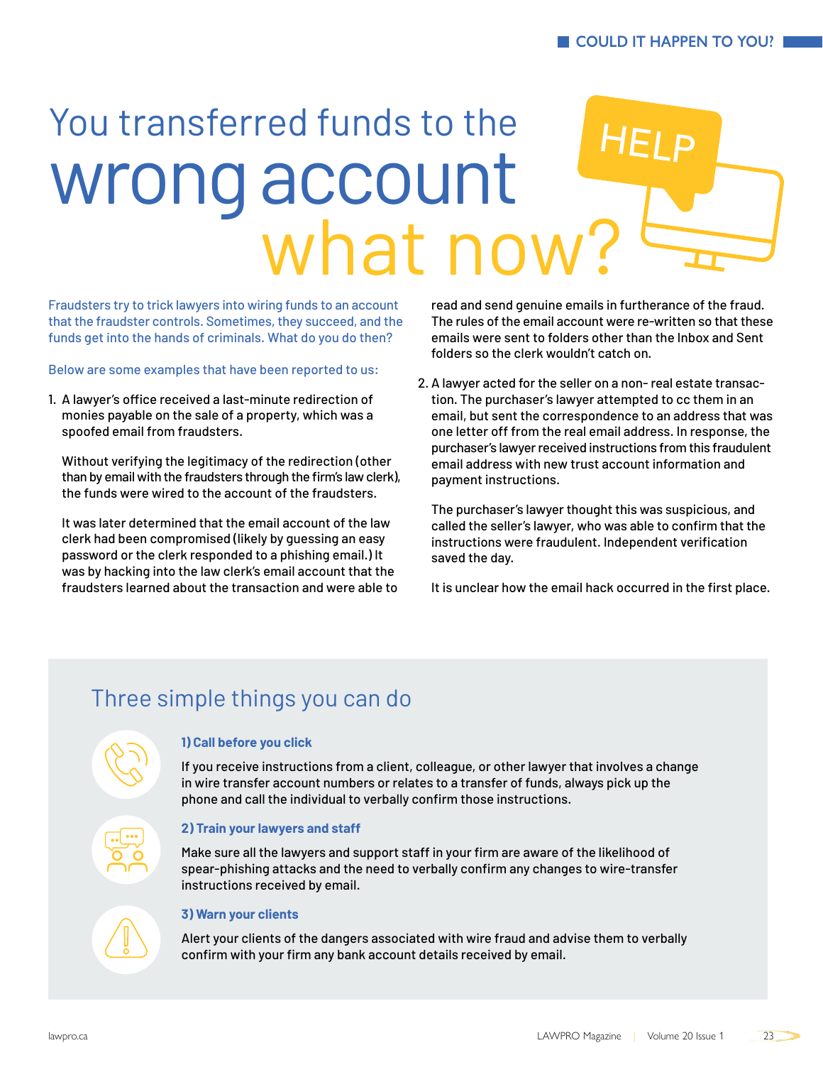# You transferred funds to the wrong account what now?

Fraudsters try to trick lawyers into wiring funds to an account that the fraudster controls. Sometimes, they succeed, and the funds get into the hands of criminals. What do you do then?

Below are some examples that have been reported to us:

1. A lawyer's office received a last-minute redirection of monies payable on the sale of a property, which was a spoofed email from fraudsters.

   Without verifying the legitimacy of the redirection (other than by email with the fraudsters through the firm's law clerk), the funds were wired to the account of the fraudsters.

   It was later determined that the email account of the law clerk had been compromised (likely by guessing an easy password or the clerk responded to a phishing email.) It was by hacking into the law clerk's email account that the fraudsters learned about the transaction and were able to read and send genuine emails in furtherance of the fraud. The rules of the email account were re-written so that these emails were sent to folders other than the Inbox and Sent folders so the clerk wouldn't catch on.

2. A lawyer acted for the seller on a non- real estate transaction. The purchaser's lawyer attempted to cc them in an email, but sent the correspondence to an address that was one letter off from the real email address. In response, the purchaser's lawyer received instructions from this fraudulent email address with new trust account information and payment instructions.

   The purchaser's lawyer thought this was suspicious, and called the seller's lawyer, who was able to confirm that the instructions were fraudulent. Independent verification saved the day.

   It is unclear how the email hack occurred in the first place.

## Three simple things you can do

**1) Call before you click**

If you receive instructions from a client, colleague, or other lawyer that involves a change in wire transfer account numbers or relates to a transfer of funds, always pick up the phone and call the individual to verbally confirm those instructions.

**2) Train your lawyers and staff**

Make sure all the lawyers and support staff in your firm are aware of the likelihood of spear-phishing attacks and the need to verbally confirm any changes to wire-transfer instructions received by email.

**3) Warn your clients**

Alert your clients of the dangers associated with wire fraud and advise them to verbally confirm with your firm any bank account details received by email.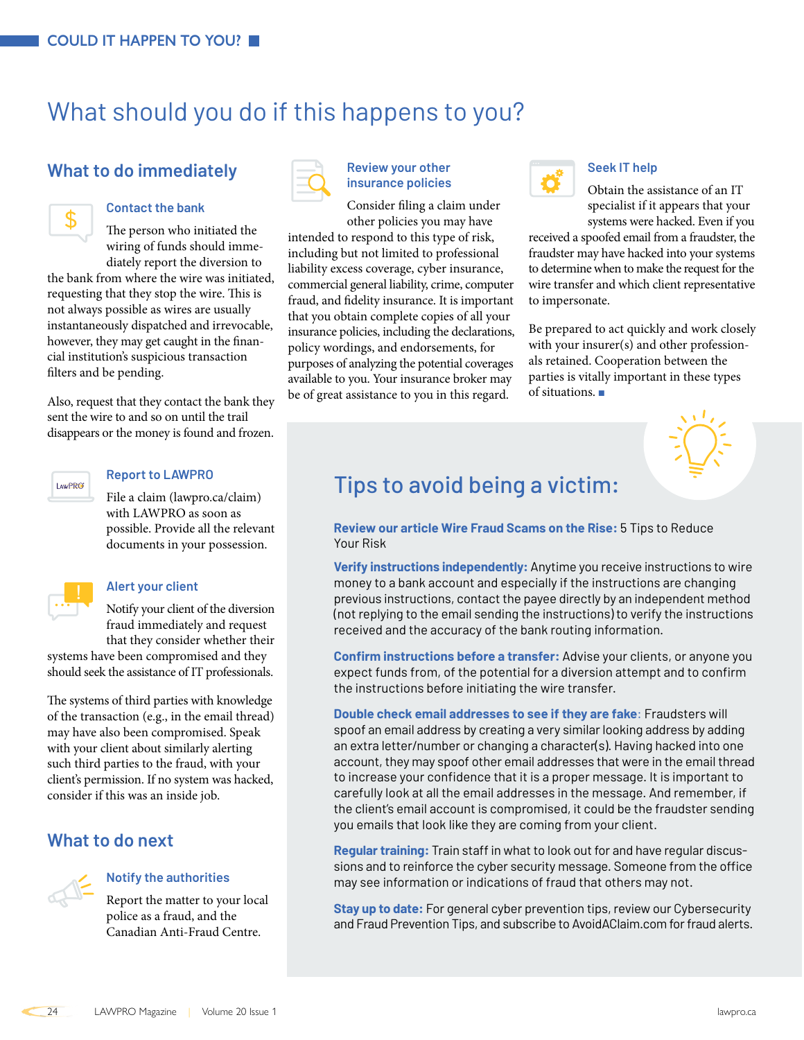# What should you do if this happens to you?

## What to do immediately

### Contact the bank

The person who initiated the wiring of funds should immediately report the diversion to the bank from where the wire was initiated, requesting that they stop the wire. This is not always possible as wires are usually instantaneously dispatched and irrevocable, however, they may get caught in the financial institution's suspicious transaction filters and be pending.

Also, request that they contact the bank they sent the wire to and so on until the trail disappears or the money is found and frozen.

### Report to LAWPRO

File a claim (lawpro.ca/claim) with LAWPRO as soon as possible. Provide all the relevant documents in your possession.

### Alert your client

Notify your client of the diversion fraud immediately and request that they consider whether their systems have been compromised and they should seek the assistance of IT professionals.

The systems of third parties with knowledge of the transaction (e.g., in the email thread) may have also been compromised. Speak with your client about similarly alerting such third parties to the fraud, with your client's permission. If no system was hacked, consider if this was an inside job.

## What to do next

### Notify the authorities

Report the matter to your local police as a fraud, and the Canadian Anti-Fraud Centre.

### Review your other insurance policies

Consider filing a claim under other policies you may have intended to respond to this type of risk, including but not limited to professional liability excess coverage, cyber insurance, commercial general liability, crime, computer fraud, and fidelity insurance. It is important that you obtain complete copies of all your insurance policies, including the declarations, policy wordings, and endorsements, for purposes of analyzing the potential coverages available to you. Your insurance broker may be of great assistance to you in this regard.

### Seek IT help

Obtain the assistance of an IT specialist if it appears that your systems were hacked. Even if you received a spoofed email from a fraudster, the fraudster may have hacked into your systems to determine when to make the request for the wire transfer and which client representative to impersonate.

Be prepared to act quickly and work closely with your insurer(s) and other professionals retained. Cooperation between the parties is vitally important in these types of situations.

## Tips to avoid being a victim:

**Review our article Wire Fraud Scams on the Rise:** 5 Tips to Reduce Your Risk

**Verify instructions independently:** Anytime you receive instructions to wire money to a bank account and especially if the instructions are changing previous instructions, contact the payee directly by an independent method (not replying to the email sending the instructions) to verify the instructions received and the accuracy of the bank routing information.

**Confirm instructions before a transfer:** Advise your clients, or anyone you expect funds from, of the potential for a diversion attempt and to confirm the instructions before initiating the wire transfer.

**Double check email addresses to see if they are fake**: Fraudsters will spoof an email address by creating a very similar looking address by adding an extra letter/number or changing a character(s). Having hacked into one account, they may spoof other email addresses that were in the email thread to increase your confidence that it is a proper message. It is important to carefully look at all the email addresses in the message. And remember, if the client's email account is compromised, it could be the fraudster sending you emails that look like they are coming from your client.

**Regular training:** Train staff in what to look out for and have regular discussions and to reinforce the cyber security message. Someone from the office may see information or indications of fraud that others may not.

**Stay up to date:** For general cyber prevention tips, review our Cybersecurity and Fraud Prevention Tips, and subscribe to AvoidAClaim.com for fraud alerts.